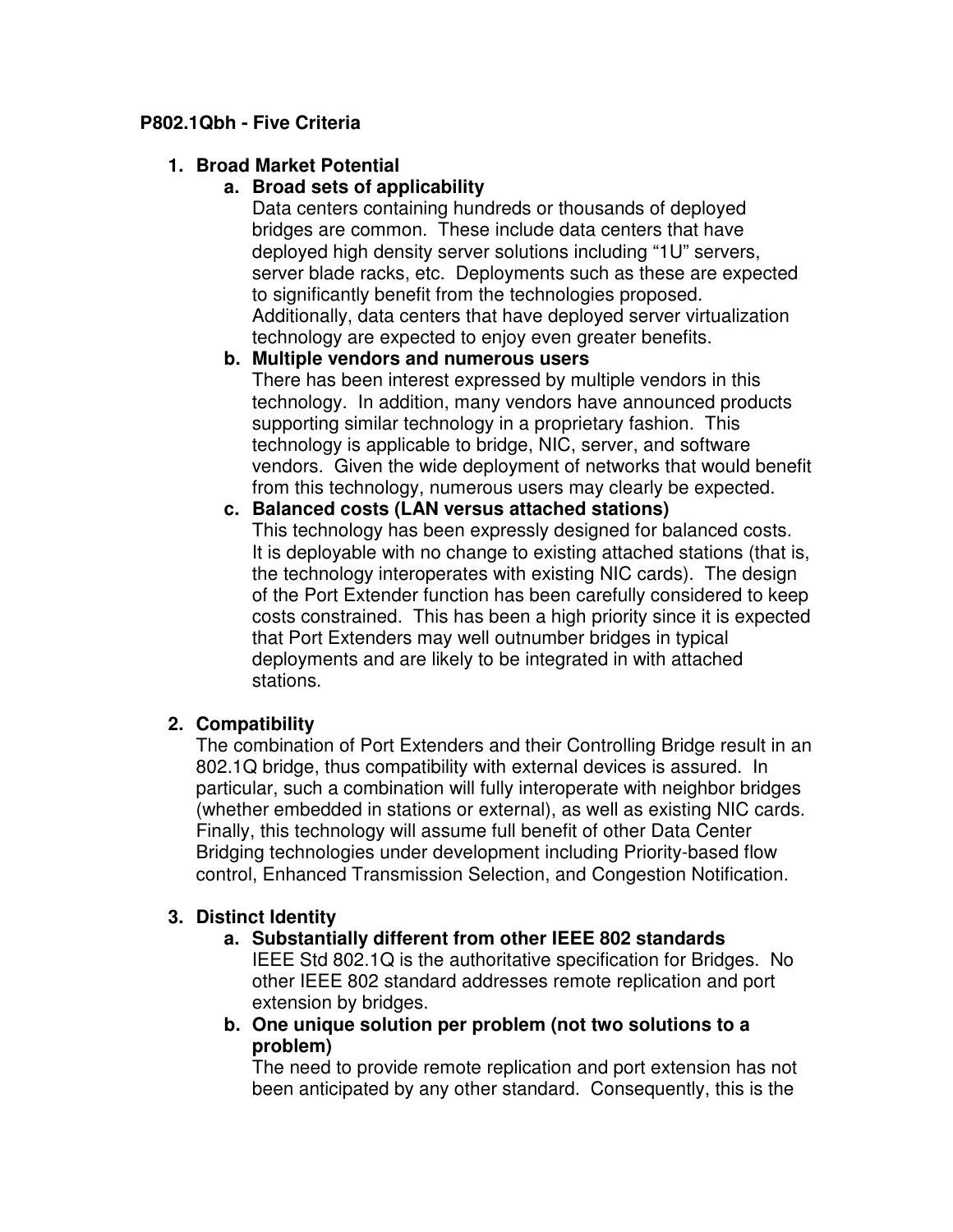**P802.1Qbh - Five Criteria**

1. **Broad Market Potential**
   a. **Broad sets of applicability**
      Data centers containing hundreds or thousands of deployed bridges are common. These include data centers that have deployed high density server solutions including "1U" servers, server blade racks, etc. Deployments such as these are expected to significantly benefit from the technologies proposed. Additionally, data centers that have deployed server virtualization technology are expected to enjoy even greater benefits.
   b. **Multiple vendors and numerous users**
      There has been interest expressed by multiple vendors in this technology. In addition, many vendors have announced products supporting similar technology in a proprietary fashion. This technology is applicable to bridge, NIC, server, and software vendors. Given the wide deployment of networks that would benefit from this technology, numerous users may clearly be expected.
   c. **Balanced costs (LAN versus attached stations)**
      This technology has been expressly designed for balanced costs. It is deployable with no change to existing attached stations (that is, the technology interoperates with existing NIC cards). The design of the Port Extender function has been carefully considered to keep costs constrained. This has been a high priority since it is expected that Port Extenders may well outnumber bridges in typical deployments and are likely to be integrated in with attached stations.

2. **Compatibility**
   The combination of Port Extenders and their Controlling Bridge result in an 802.1Q bridge, thus compatibility with external devices is assured. In particular, such a combination will fully interoperate with neighbor bridges (whether embedded in stations or external), as well as existing NIC cards. Finally, this technology will assume full benefit of other Data Center Bridging technologies under development including Priority-based flow control, Enhanced Transmission Selection, and Congestion Notification.

3. **Distinct Identity**
   a. **Substantially different from other IEEE 802 standards**
      IEEE Std 802.1Q is the authoritative specification for Bridges. No other IEEE 802 standard addresses remote replication and port extension by bridges.
   b. **One unique solution per problem (not two solutions to a problem)**
      The need to provide remote replication and port extension has not been anticipated by any other standard. Consequently, this is the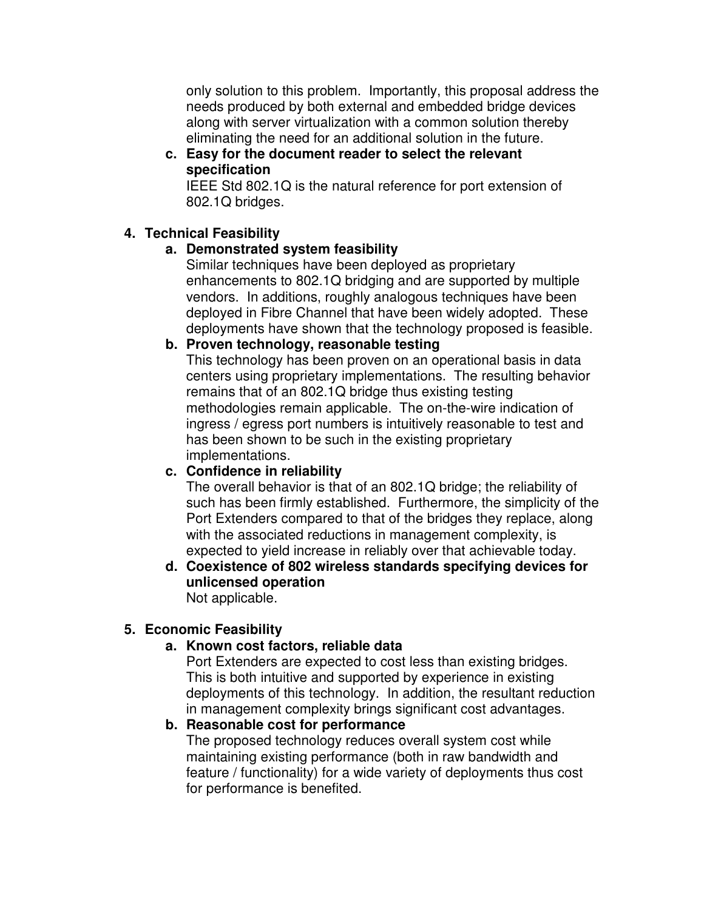only solution to this problem. Importantly, this proposal address the needs produced by both external and embedded bridge devices along with server virtualization with a common solution thereby eliminating the need for an additional solution in the future.

c. **Easy for the document reader to select the relevant specification**
   IEEE Std 802.1Q is the natural reference for port extension of 802.1Q bridges.

4. **Technical Feasibility**
   a. **Demonstrated system feasibility**
      Similar techniques have been deployed as proprietary enhancements to 802.1Q bridging and are supported by multiple vendors. In additions, roughly analogous techniques have been deployed in Fibre Channel that have been widely adopted. These deployments have shown that the technology proposed is feasible.
   b. **Proven technology, reasonable testing**
      This technology has been proven on an operational basis in data centers using proprietary implementations. The resulting behavior remains that of an 802.1Q bridge thus existing testing methodologies remain applicable. The on-the-wire indication of ingress / egress port numbers is intuitively reasonable to test and has been shown to be such in the existing proprietary implementations.
   c. **Confidence in reliability**
      The overall behavior is that of an 802.1Q bridge; the reliability of such has been firmly established. Furthermore, the simplicity of the Port Extenders compared to that of the bridges they replace, along with the associated reductions in management complexity, is expected to yield increase in reliably over that achievable today.
   d. **Coexistence of 802 wireless standards specifying devices for unlicensed operation**
      Not applicable.

5. **Economic Feasibility**
   a. **Known cost factors, reliable data**
      Port Extenders are expected to cost less than existing bridges. This is both intuitive and supported by experience in existing deployments of this technology. In addition, the resultant reduction in management complexity brings significant cost advantages.
   b. **Reasonable cost for performance**
      The proposed technology reduces overall system cost while maintaining existing performance (both in raw bandwidth and feature / functionality) for a wide variety of deployments thus cost for performance is benefited.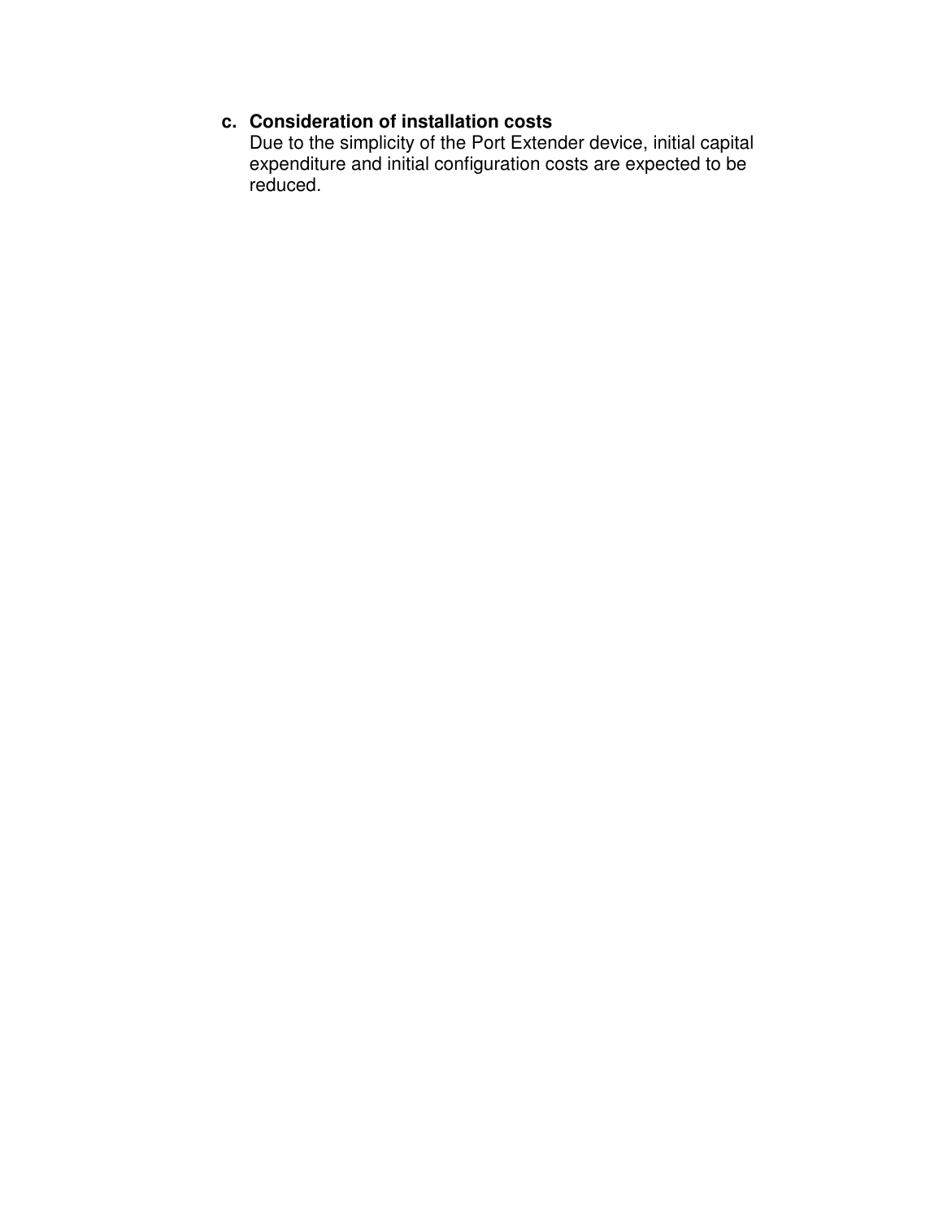c. **Consideration of installation costs**
   Due to the simplicity of the Port Extender device, initial capital expenditure and initial configuration costs are expected to be reduced.